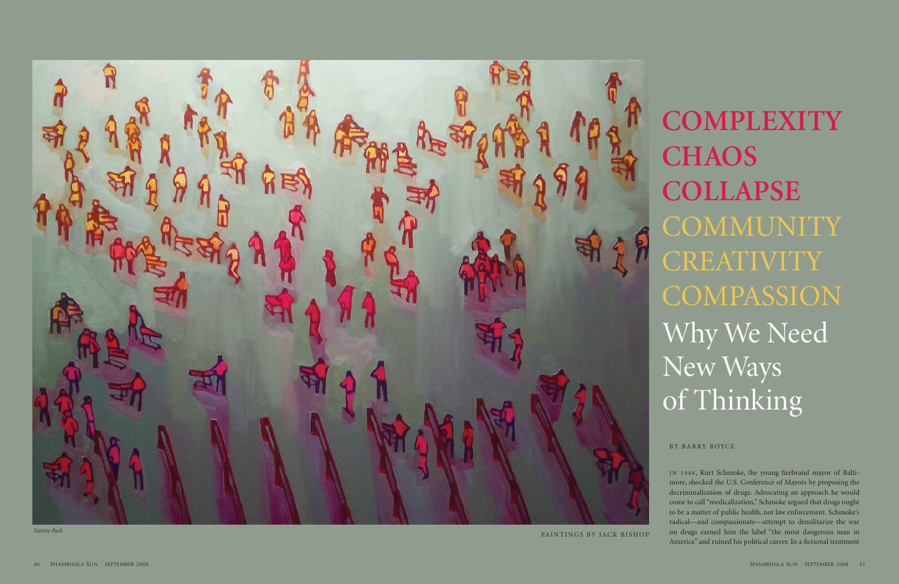# COMPLEXITY CHAOS COLLAPSE COMMUNITY CREATIVITY COMPASSION Why We Need New Ways of Thinking

*Variety Pack*

PAINTINGS BY JACK BISHOP

BY BARRY BOYCE

IN 1988, Kurt Schmoke, the young firebrand mayor of Baltimore, shocked the U.S. Conference of Mayors by proposing the decriminalization of drugs. Advocating an approach he would come to call "medicalization," Schmoke argued that drugs ought to be a matter of public health, not law enforcement. Schmoke's radical—and compassionate—attempt to demilitarize the war on drugs earned him the label "the most dangerous man in America" and ruined his political career. In a fictional treatment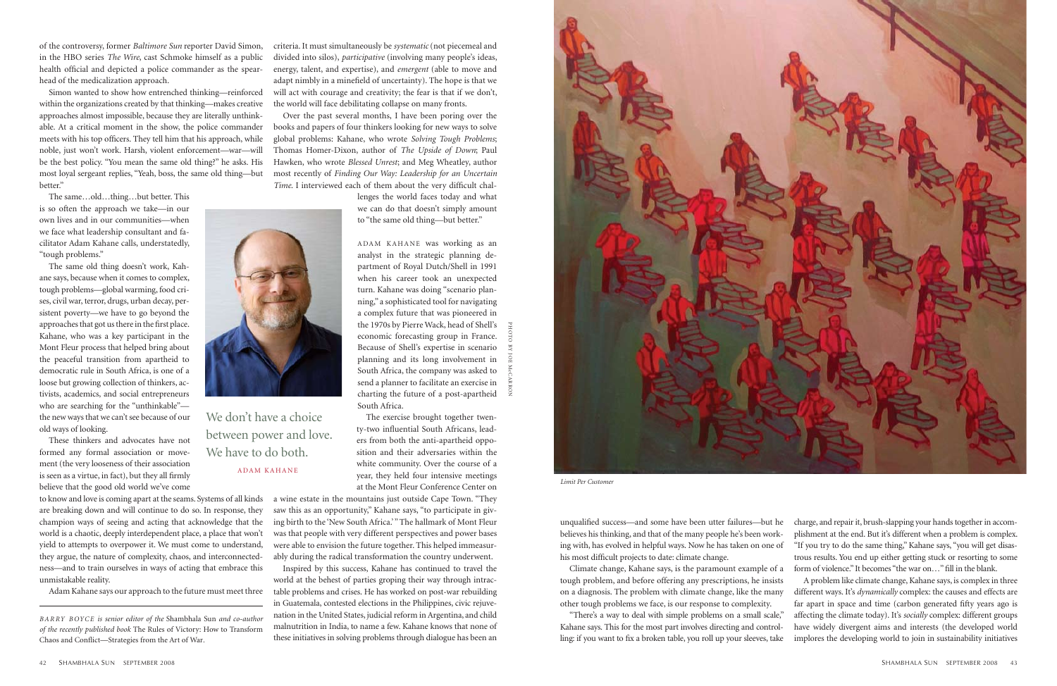of the controversy, former *Baltimore Sun* reporter David Simon, in the HBO series *The Wire*, cast Schmoke himself as a public health official and depicted a police commander as the spearhead of the medicalization approach.

Simon wanted to show how entrenched thinking—reinforced within the organizations created by that thinking—makes creative approaches almost impossible, because they are literally unthinkable. At a critical moment in the show, the police commander meets with his top officers. They tell him that his approach, while noble, just won't work. Harsh, violent enforcement—war—will be the best policy. "You mean the same old thing?" he asks. His most loyal sergeant replies, "Yeah, boss, the same old thing—but better."

The same…old…thing…but better. This is so often the approach we take—in our own lives and in our communities—when we face what leadership consultant and facilitator Adam Kahane calls, understatedly, "tough problems."

The same old thing doesn't work, Kahane says, because when it comes to complex, tough problems—global warming, food crises, civil war, terror, drugs, urban decay, persistent poverty—we have to go beyond the approaches that got us there in the first place. Kahane, who was a key participant in the Mont Fleur process that helped bring about the peaceful transition from apartheid to democratic rule in South Africa, is one of a loose but growing collection of thinkers, activists, academics, and social entrepreneurs who are searching for the "unthinkable"—the new ways that we can't see because of our old ways of looking.

These thinkers and advocates have not formed any formal association or movement (the very looseness of their association is seen as a virtue, in fact), but they all firmly believe that the good old world we've come to know and love is coming apart at the seams. Systems of all kinds are breaking down and will continue to do so. In response, they champion ways of seeing and acting that acknowledge that the world is a chaotic, deeply interdependent place, a place that won't yield to attempts to overpower it. We must come to understand, they argue, the nature of complexity, chaos, and interconnectedness—and to train ourselves in ways of acting that embrace this unmistakable reality.

Adam Kahane says our approach to the future must meet three criteria. It must simultaneously be *systematic* (not piecemeal and divided into silos), *participative* (involving many people's ideas, energy, talent, and expertise), and *emergent* (able to move and adapt nimbly in a minefield of uncertainty). The hope is that we will act with courage and creativity; the fear is that if we don't, the world will face debilitating collapse on many fronts.

Over the past several months, I have been poring over the books and papers of four thinkers looking for new ways to solve global problems: Kahane, who wrote *Solving Tough Problems*; Thomas Homer-Dixon, author of *The Upside of Down*; Paul Hawken, who wrote *Blessed Unrest*; and Meg Wheatley, author most recently of *Finding Our Way: Leadership for an Uncertain Time*. I interviewed each of them about the very difficult challenges the world faces today and what we can do that doesn't simply amount to "the same old thing—but better."

PHOTO BY JOE McCARRON

We don't have a choice between power and love. We have to do both.

ADAM KAHANE

ADAM KAHANE was working as an analyst in the strategic planning department of Royal Dutch/Shell in 1991 when his career took an unexpected turn. Kahane was doing "scenario planning," a sophisticated tool for navigating a complex future that was pioneered in the 1970s by Pierre Wack, head of Shell's economic forecasting group in France. Because of Shell's expertise in scenario planning and its long involvement in South Africa, the company was asked to send a planner to facilitate an exercise in charting the future of a post-apartheid South Africa.

The exercise brought together twenty-two influential South Africans, leaders from both the anti-apartheid opposition and their adversaries within the white community. Over the course of a year, they held four intensive meetings at the Mont Fleur Conference Center on a wine estate in the mountains just outside Cape Town. "They saw this as an opportunity," Kahane says, "to participate in giving birth to the 'New South Africa.'" The hallmark of Mont Fleur was that people with very different perspectives and power bases were able to envision the future together. This helped immeasurably during the radical transformation the country underwent.

Inspired by this success, Kahane has continued to travel the world at the behest of parties groping their way through intractable problems and crises. He has worked on post-war rebuilding in Guatemala, contested elections in the Philippines, civic rejuvenation in the United States, judicial reform in Argentina, and child malnutrition in India, to name a few. Kahane knows that none of these initiatives in solving problems through dialogue has been an unqualified success—and some have been utter failures—but he believes his thinking, and that of the many people he's been working with, has evolved in helpful ways. Now he has taken on one of his most difficult projects to date: climate change.

Climate change, Kahane says, is the paramount example of a tough problem, and before offering any prescriptions, he insists on a diagnosis. The problem with climate change, like the many other tough problems we face, is our response to complexity.

"There's a way to deal with simple problems on a small scale," Kahane says. This for the most part involves directing and controlling: if you want to fix a broken table, you roll up your sleeves, take charge, and repair it, brush-slapping your hands together in accomplishment at the end. But it's different when a problem is complex. "If you try to do the same thing," Kahane says, "you will get disastrous results. You end up either getting stuck or resorting to some form of violence." It becomes "the war on…" fill in the blank.

A problem like climate change, Kahane says, is complex in three different ways. It's *dynamically* complex: the causes and effects are far apart in space and time (carbon generated fifty years ago is affecting the climate today). It's *socially* complex: different groups have widely divergent aims and interests (the developed world implores the developing world to join in sustainability initiatives

*Limit Per Customer*

*BARRY BOYCE is senior editor of the* Shambhala Sun *and co-author of the recently published book* The Rules of Victory: How to Transform Chaos and Conflict—Strategies from the Art of War.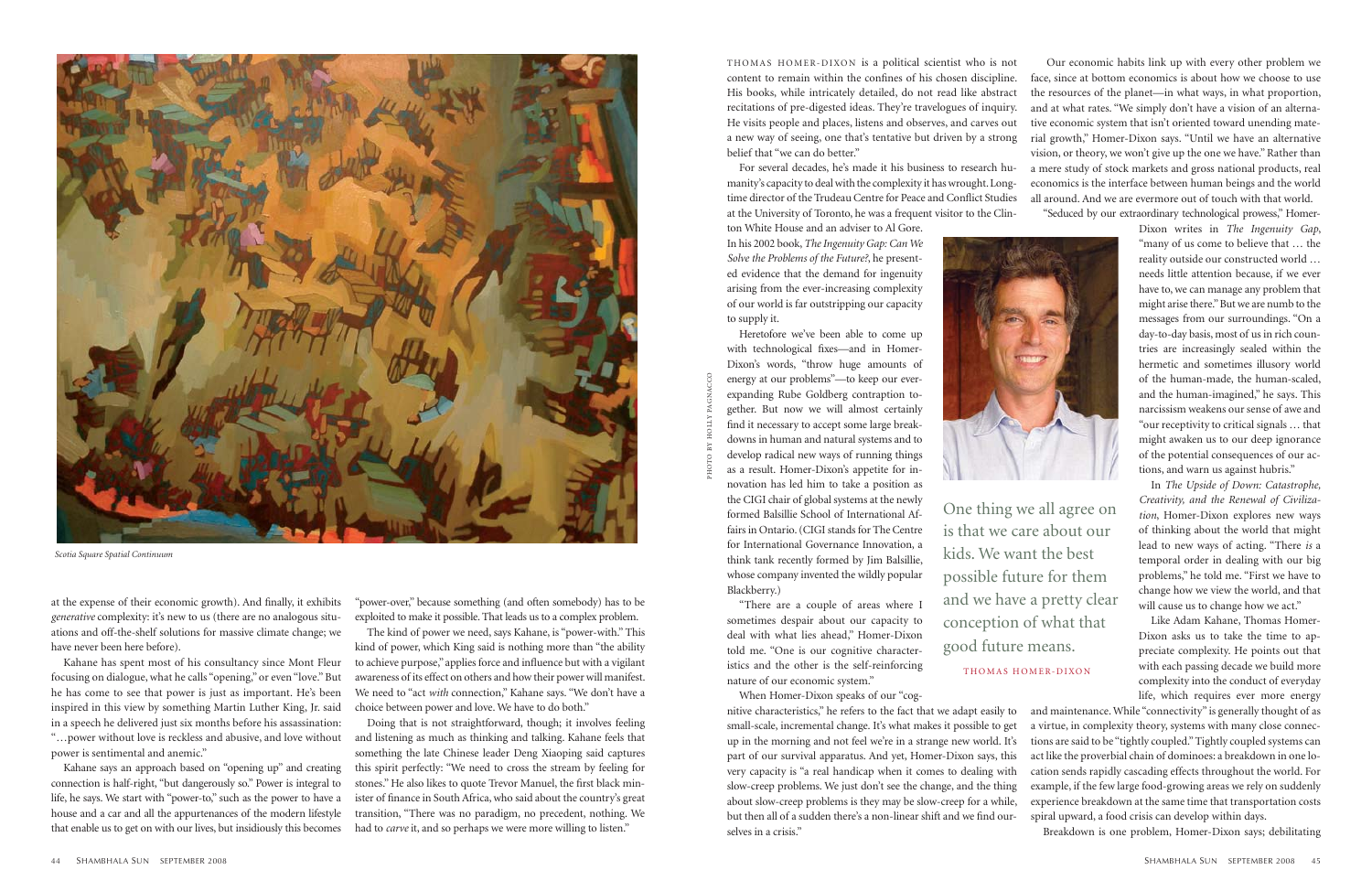*Scotia Square Spatial Continuum*

at the expense of their economic growth). And finally, it exhibits *generative* complexity: it's new to us (there are no analogous situations and off-the-shelf solutions for massive climate change; we have never been here before).

Kahane has spent most of his consultancy since Mont Fleur focusing on dialogue, what he calls "opening," or even "love." But he has come to see that power is just as important. He's been inspired in this view by something Martin Luther King, Jr. said in a speech he delivered just six months before his assassination: "…power without love is reckless and abusive, and love without power is sentimental and anemic."

Kahane says an approach based on "opening up" and creating connection is half-right, "but dangerously so." Power is integral to life, he says. We start with "power-to," such as the power to have a house and a car and all the appurtenances of the modern lifestyle that enable us to get on with our lives, but insidiously this becomes "power-over," because something (and often somebody) has to be exploited to make it possible. That leads us to a complex problem.

The kind of power we need, says Kahane, is "power-with." This kind of power, which King said is nothing more than "the ability to achieve purpose," applies force and influence but with a vigilant awareness of its effect on others and how their power will manifest. We need to "act *with* connection," Kahane says. "We don't have a choice between power and love. We have to do both."

Doing that is not straightforward, though; it involves feeling and listening as much as thinking and talking. Kahane feels that something the late Chinese leader Deng Xiaoping said captures this spirit perfectly: "We need to cross the stream by feeling for stones." He also likes to quote Trevor Manuel, the first black minister of finance in South Africa, who said about the country's great transition, "There was no paradigm, no precedent, nothing. We had to *carve* it, and so perhaps we were more willing to listen."

THOMAS HOMER-DIXON is a political scientist who is not content to remain within the confines of his chosen discipline. His books, while intricately detailed, do not read like abstract recitations of pre-digested ideas. They're travelogues of inquiry. He visits people and places, listens and observes, and carves out a new way of seeing, one that's tentative but driven by a strong belief that "we can do better."

For several decades, he's made it his business to research humanity's capacity to deal with the complexity it has wrought. Longtime director of the Trudeau Centre for Peace and Conflict Studies at the University of Toronto, he was a frequent visitor to the Clinton White House and an adviser to Al Gore. In his 2002 book, *The Ingenuity Gap: Can We Solve the Problems of the Future?*, he presented evidence that the demand for ingenuity arising from the ever-increasing complexity of our world is far outstripping our capacity to supply it.

Heretofore we've been able to come up with technological fixes—and in Homer-Dixon's words, "throw huge amounts of energy at our problems"—to keep our ever-expanding Rube Goldberg contraption together. But now we will almost certainly find it necessary to accept some large breakdowns in human and natural systems and to develop radical new ways of running things as a result. Homer-Dixon's appetite for innovation has led him to take a position as the CIGI chair of global systems at the newly formed Balsillie School of International Affairs in Ontario. (CIGI stands for The Centre for International Governance Innovation, a think tank recently formed by Jim Balsillie, whose company invented the wildly popular Blackberry.)

"There are a couple of areas where I sometimes despair about our capacity to deal with what lies ahead," Homer-Dixon told me. "One is our cognitive characteristics and the other is the self-reinforcing nature of our economic system."

When Homer-Dixon speaks of our "cognitive characteristics," he refers to the fact that we adapt easily to small-scale, incremental change. It's what makes it possible to get up in the morning and not feel we're in a strange new world. It's part of our survival apparatus. And yet, Homer-Dixon says, this very capacity is "a real handicap when it comes to dealing with slow-creep problems. We just don't see the change, and the thing about slow-creep problems is they may be slow-creep for a while, but then all of a sudden there's a non-linear shift and we find ourselves in a crisis."

> One thing we all agree on is that we care about our kids. We want the best possible future for them and we have a pretty clear conception of what that good future means.
>
> THOMAS HOMER-DIXON

PHOTO BY HOLLY PAGNACCO

Our economic habits link up with every other problem we face, since at bottom economics is about how we choose to use the resources of the planet—in what ways, in what proportion, and at what rates. "We simply don't have a vision of an alternative economic system that isn't oriented toward unending material growth," Homer-Dixon says. "Until we have an alternative vision, or theory, we won't give up the one we have." Rather than a mere study of stock markets and gross national products, real economics is the interface between human beings and the world all around. And we are evermore out of touch with that world.

"Seduced by our extraordinary technological prowess," Homer-Dixon writes in *The Ingenuity Gap*, "many of us come to believe that … the reality outside our constructed world … needs little attention because, if we ever have to, we can manage any problem that might arise there." But we are numb to the messages from our surroundings. "On a day-to-day basis, most of us in rich countries are increasingly sealed within the hermetic and sometimes illusory world of the human-made, the human-scaled, and the human-imagined," he says. This narcissism weakens our sense of awe and "our receptivity to critical signals … that might awaken us to our deep ignorance of the potential consequences of our actions, and warn us against hubris."

In *The Upside of Down: Catastrophe, Creativity, and the Renewal of Civilization*, Homer-Dixon explores new ways of thinking about the world that might lead to new ways of acting. "There *is* a temporal order in dealing with our big problems," he told me. "First we have to change how we view the world, and that will cause us to change how we act."

Like Adam Kahane, Thomas Homer-Dixon asks us to take the time to appreciate complexity. He points out that with each passing decade we build more complexity into the conduct of everyday life, which requires ever more energy and maintenance. While "connectivity" is generally thought of as a virtue, in complexity theory, systems with many close connections are said to be "tightly coupled." Tightly coupled systems can act like the proverbial chain of dominoes: a breakdown in one location sends rapidly cascading effects throughout the world. For example, if the few large food-growing areas we rely on suddenly experience breakdown at the same time that transportation costs spiral upward, a food crisis can develop within days.

Breakdown is one problem, Homer-Dixon says; debilitating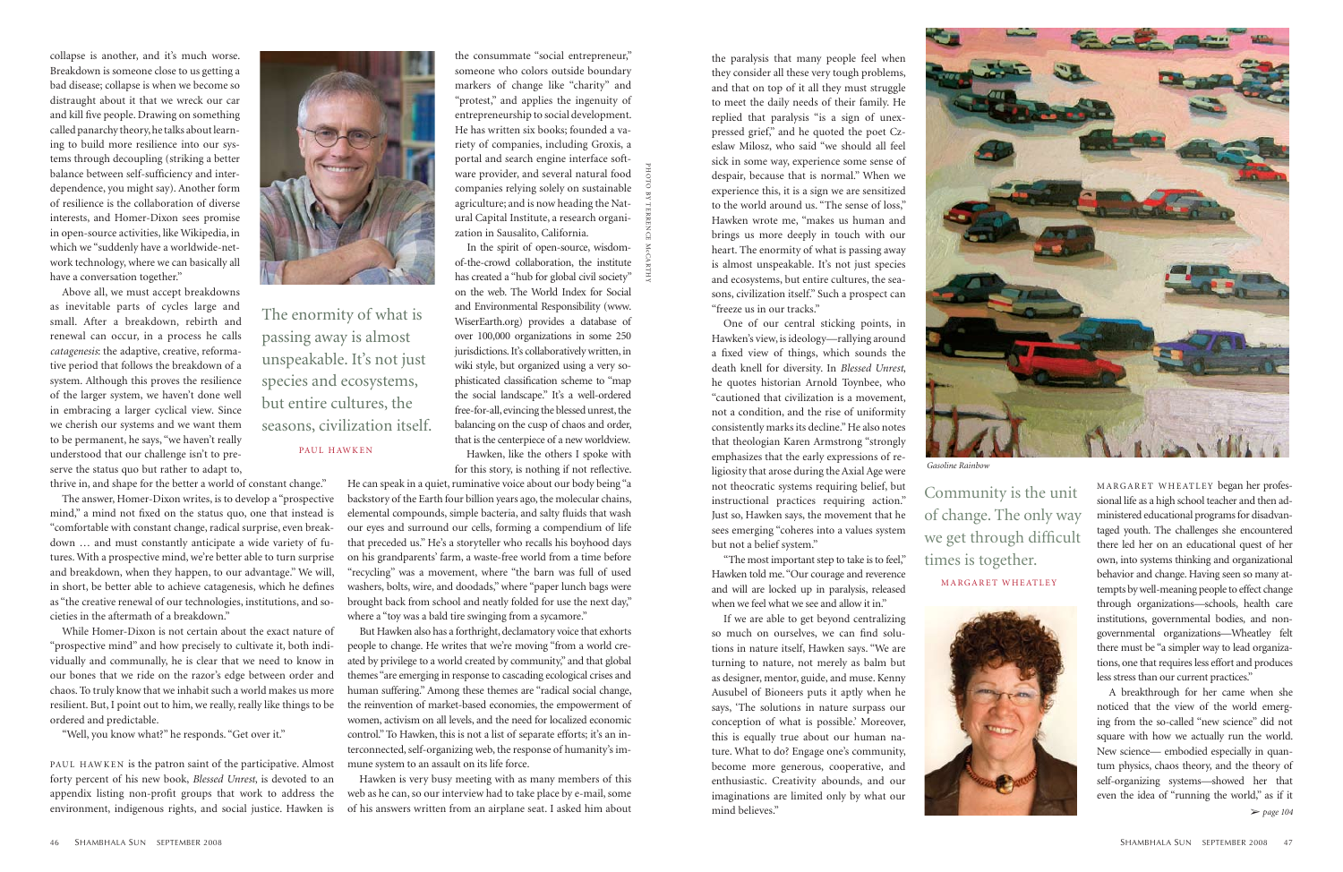collapse is another, and it's much worse. Breakdown is someone close to us getting a bad disease; collapse is when we become so distraught about it that we wreck our car and kill five people. Drawing on something called panarchy theory, he talks about learning to build more resilience into our systems through decoupling (striking a better balance between self-sufficiency and interdependence, you might say). Another form of resilience is the collaboration of diverse interests, and Homer-Dixon sees promise in open-source activities, like Wikipedia, in which we "suddenly have a worldwide-network technology, where we can basically all have a conversation together."

Above all, we must accept breakdowns as inevitable parts of cycles large and small. After a breakdown, rebirth and renewal can occur, in a process he calls *catagenesis*: the adaptive, creative, reformative period that follows the breakdown of a system. Although this proves the resilience of the larger system, we haven't done well in embracing a larger cyclical view. Since we cherish our systems and we want them to be permanent, he says, "we haven't really understood that our challenge isn't to preserve the status quo but rather to adapt to, thrive in, and shape for the better a world of constant change."

The answer, Homer-Dixon writes, is to develop a "prospective mind," a mind not fixed on the status quo, one that instead is "comfortable with constant change, radical surprise, even breakdown … and must constantly anticipate a wide variety of futures. With a prospective mind, we're better able to turn surprise and breakdown, when they happen, to our advantage." We will, in short, be better able to achieve catagenesis, which he defines as "the creative renewal of our technologies, institutions, and societies in the aftermath of a breakdown."

While Homer-Dixon is not certain about the exact nature of "prospective mind" and how precisely to cultivate it, both individually and communally, he is clear that we need to know in our bones that we ride on the razor's edge between order and chaos. To truly know that we inhabit such a world makes us more resilient. But, I point out to him, we really, really like things to be ordered and predictable.

"Well, you know what?" he responds. "Get over it."

> The enormity of what is passing away is almost unspeakable. It's not just species and ecosystems, but entire cultures, the seasons, civilization itself.
>
> PAUL HAWKEN

PAUL HAWKEN is the patron saint of the participative. Almost forty percent of his new book, *Blessed Unrest*, is devoted to an appendix listing non-profit groups that work to address the environment, indigenous rights, and social justice. Hawken is the consummate "social entrepreneur," someone who colors outside boundary markers of change like "charity" and "protest," and applies the ingenuity of entrepreneurship to social development. He has written six books; founded a variety of companies, including Groxis, a portal and search engine interface software provider, and several natural food companies relying solely on sustainable agriculture; and is now heading the Natural Capital Institute, a research organization in Sausalito, California.

In the spirit of open-source, wisdom-of-the-crowd collaboration, the institute has created a "hub for global civil society" on the web. The World Index for Social and Environmental Responsibility (www.WiserEarth.org) provides a database of over 100,000 organizations in some 250 jurisdictions. It's collaboratively written, in wiki style, but organized using a very sophisticated classification scheme to "map the social landscape." It's a well-ordered free-for-all, evincing the blessed unrest, the balancing on the cusp of chaos and order, that is the centerpiece of a new worldview.

Hawken, like the others I spoke with for this story, is nothing if not reflective. He can speak in a quiet, ruminative voice about our body being "a backstory of the Earth four billion years ago, the molecular chains, elemental compounds, simple bacteria, and salty fluids that wash our eyes and surround our cells, forming a compendium of life that preceded us." He's a storyteller who recalls his boyhood days on his grandparents' farm, a waste-free world from a time before "recycling" was a movement, where "the barn was full of used washers, bolts, wire, and doodads," where "paper lunch bags were brought back from school and neatly folded for use the next day," where a "toy was a bald tire swinging from a sycamore."

But Hawken also has a forthright, declamatory voice that exhorts people to change. He writes that we're moving "from a world created by privilege to a world created by community," and that global themes "are emerging in response to cascading ecological crises and human suffering." Among these themes are "radical social change, the reinvention of market-based economies, the empowerment of women, activism on all levels, and the need for localized economic control." To Hawken, this is not a list of separate efforts; it's an interconnected, self-organizing web, the response of humanity's immune system to an assault on its life force.

Hawken is very busy meeting with as many members of this web as he can, so our interview had to take place by e-mail, some of his answers written from an airplane seat. I asked him about the paralysis that many people feel when they consider all these very tough problems, and that on top of it all they must struggle to meet the daily needs of their family. He replied that paralysis "is a sign of unexpressed grief," and he quoted the poet Czeslaw Milosz, who said "we should all feel sick in some way, experience some sense of despair, because that is normal." When we experience this, it is a sign we are sensitized to the world around us. "The sense of loss," Hawken wrote me, "makes us human and brings us more deeply in touch with our heart. The enormity of what is passing away is almost unspeakable. It's not just species and ecosystems, but entire cultures, the seasons, civilization itself." Such a prospect can "freeze us in our tracks."

One of our central sticking points, in Hawken's view, is ideology—rallying around a fixed view of things, which sounds the death knell for diversity. In *Blessed Unrest*, he quotes historian Arnold Toynbee, who "cautioned that civilization is a movement, not a condition, and the rise of uniformity consistently marks its decline." He also notes that theologian Karen Armstrong "strongly emphasizes that the early expressions of religiosity that arose during the Axial Age were not theocratic systems requiring belief, but instructional practices requiring action." Just so, Hawken says, the movement that he sees emerging "coheres into a values system but not a belief system."

"The most important step to take is to feel," Hawken told me. "Our courage and reverence and will are locked up in paralysis, released when we feel what we see and allow it in."

If we are able to get beyond centralizing so much on ourselves, we can find solutions in nature itself, Hawken says. "We are turning to nature, not merely as balm but as designer, mentor, guide, and muse. Kenny Ausubel of Bioneers puts it aptly when he says, 'The solutions in nature surpass our conception of what is possible.' Moreover, this is equally true about our human nature. What to do? Engage one's community, become more generous, cooperative, and enthusiastic. Creativity abounds, and our imaginations are limited only by what our mind believes."

*Gasoline Rainbow*

> Community is the unit of change. The only way we get through difficult times is together.
>
> MARGARET WHEATLEY

MARGARET WHEATLEY began her professional life as a high school teacher and then administered educational programs for disadvantaged youth. The challenges she encountered there led her on an educational quest of her own, into systems thinking and organizational behavior and change. Having seen so many attempts by well-meaning people to effect change through organizations—schools, health care institutions, governmental bodies, and non-governmental organizations—Wheatley felt there must be "a simpler way to lead organizations, one that requires less effort and produces less stress than our current practices."

A breakthrough for her came when she noticed that the view of the world emerging from the so-called "new science" did not square with how we actually run the world. New science— embodied especially in quantum physics, chaos theory, and the theory of self-organizing systems—showed her that even the idea of "running the world," as if it

➢ *page 104*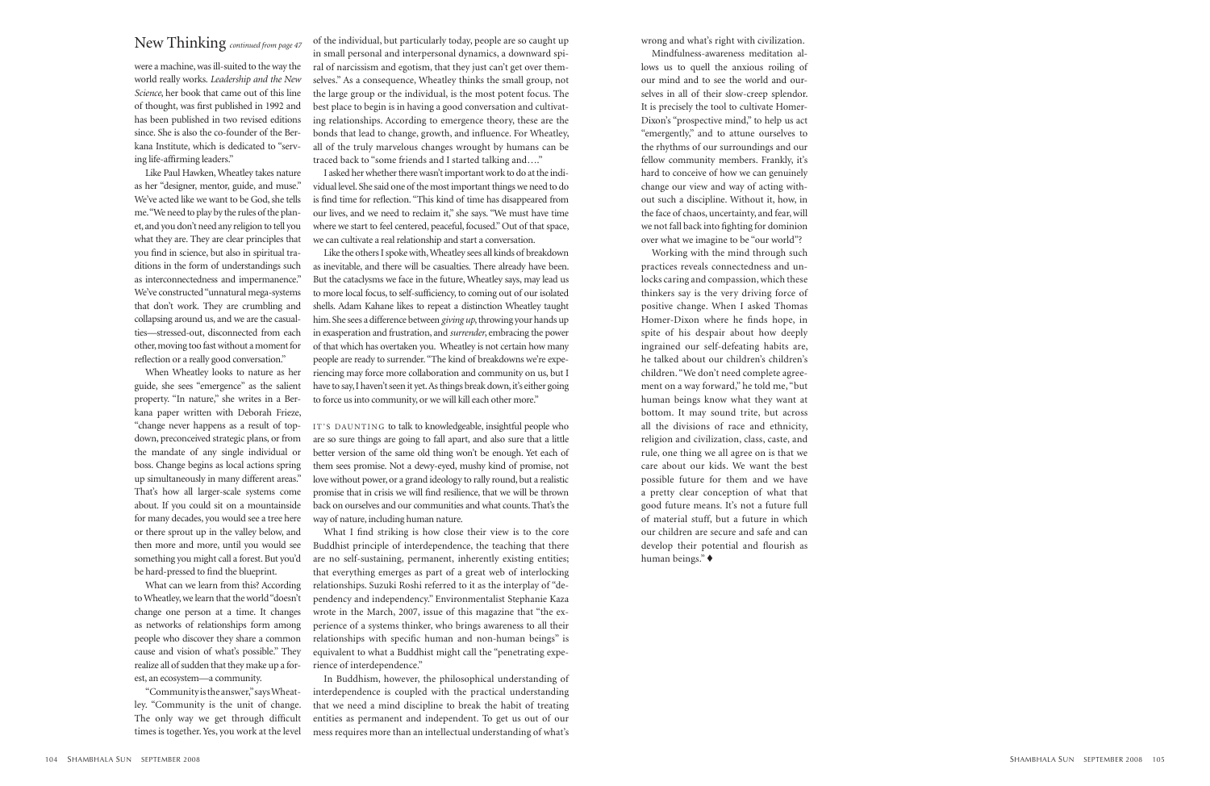## New Thinking *continued from page 47*

were a machine, was ill-suited to the way the world really works. *Leadership and the New Science*, her book that came out of this line of thought, was first published in 1992 and has been published in two revised editions since. She is also the co-founder of the Berkana Institute, which is dedicated to "serving life-affirming leaders."

Like Paul Hawken, Wheatley takes nature as her "designer, mentor, guide, and muse." We've acted like we want to be God, she tells me. "We need to play by the rules of the planet, and you don't need any religion to tell you what they are. They are clear principles that you find in science, but also in spiritual traditions in the form of understandings such as interconnectedness and impermanence." We've constructed "unnatural mega-systems that don't work. They are crumbling and collapsing around us, and we are the casualties—stressed-out, disconnected from each other, moving too fast without a moment for reflection or a really good conversation."

When Wheatley looks to nature as her guide, she sees "emergence" as the salient property. "In nature," she writes in a Berkana paper written with Deborah Frieze, "change never happens as a result of top-down, preconceived strategic plans, or from the mandate of any single individual or boss. Change begins as local actions spring up simultaneously in many different areas." That's how all larger-scale systems come about. If you could sit on a mountainside for many decades, you would see a tree here or there sprout up in the valley below, and then more and more, until you would see something you might call a forest. But you'd be hard-pressed to find the blueprint.

What can we learn from this? According to Wheatley, we learn that the world "doesn't change one person at a time. It changes as networks of relationships form among people who discover they share a common cause and vision of what's possible." They realize all of sudden that they make up a forest, an ecosystem—a community.

"Community is the answer," says Wheatley. "Community is the unit of change. The only way we get through difficult times is together. Yes, you work at the level of the individual, but particularly today, people are so caught up in small personal and interpersonal dynamics, a downward spiral of narcissism and egotism, that they just can't get over themselves." As a consequence, Wheatley thinks the small group, not the large group or the individual, is the most potent focus. The best place to begin is in having a good conversation and cultivating relationships. According to emergence theory, these are the bonds that lead to change, growth, and influence. For Wheatley, all of the truly marvelous changes wrought by humans can be traced back to "some friends and I started talking and…."

I asked her whether there wasn't important work to do at the individual level. She said one of the most important things we need to do is find time for reflection. "This kind of time has disappeared from our lives, and we need to reclaim it," she says. "We must have time where we start to feel centered, peaceful, focused." Out of that space, we can cultivate a real relationship and start a conversation.

Like the others I spoke with, Wheatley sees all kinds of breakdown as inevitable, and there will be casualties. There already have been. But the cataclysms we face in the future, Wheatley says, may lead us to more local focus, to self-sufficiency, to coming out of our isolated shells. Adam Kahane likes to repeat a distinction Wheatley taught him. She sees a difference between *giving up*, throwing your hands up in exasperation and frustration, and *surrender*, embracing the power of that which has overtaken you. Wheatley is not certain how many people are ready to surrender. "The kind of breakdowns we're experiencing may force more collaboration and community on us, but I have to say, I haven't seen it yet. As things break down, it's either going to force us into community, or we will kill each other more."

IT'S DAUNTING to talk to knowledgeable, insightful people who are so sure things are going to fall apart, and also sure that a little better version of the same old thing won't be enough. Yet each of them sees promise. Not a dewy-eyed, mushy kind of promise, not love without power, or a grand ideology to rally round, but a realistic promise that in crisis we will find resilience, that we will be thrown back on ourselves and our communities and what counts. That's the way of nature, including human nature.

What I find striking is how close their view is to the core Buddhist principle of interdependence, the teaching that there are no self-sustaining, permanent, inherently existing entities; that everything emerges as part of a great web of interlocking relationships. Suzuki Roshi referred to it as the interplay of "dependency and independency." Environmentalist Stephanie Kaza wrote in the March, 2007, issue of this magazine that "the experience of a systems thinker, who brings awareness to all their relationships with specific human and non-human beings" is equivalent to what a Buddhist might call the "penetrating experience of interdependence."

In Buddhism, however, the philosophical understanding of interdependence is coupled with the practical understanding that we need a mind discipline to break the habit of treating entities as permanent and independent. To get us out of our mess requires more than an intellectual understanding of what's wrong and what's right with civilization.

Mindfulness-awareness meditation allows us to quell the anxious roiling of our mind and to see the world and ourselves in all of their slow-creep splendor. It is precisely the tool to cultivate Homer-Dixon's "prospective mind," to help us act "emergently," and to attune ourselves to the rhythms of our surroundings and our fellow community members. Frankly, it's hard to conceive of how we can genuinely change our view and way of acting without such a discipline. Without it, how, in the face of chaos, uncertainty, and fear, will we not fall back into fighting for dominion over what we imagine to be "our world"?

Working with the mind through such practices reveals connectedness and unlocks caring and compassion, which these thinkers say is the very driving force of positive change. When I asked Thomas Homer-Dixon where he finds hope, in spite of his despair about how deeply ingrained our self-defeating habits are, he talked about our children's children's children. "We don't need complete agreement on a way forward," he told me, "but human beings know what they want at bottom. It may sound trite, but across all the divisions of race and ethnicity, religion and civilization, class, caste, and rule, one thing we all agree on is that we care about our kids. We want the best possible future for them and we have a pretty clear conception of what that good future means. It's not a future full of material stuff, but a future in which our children are secure and safe and can develop their potential and flourish as human beings." ♦